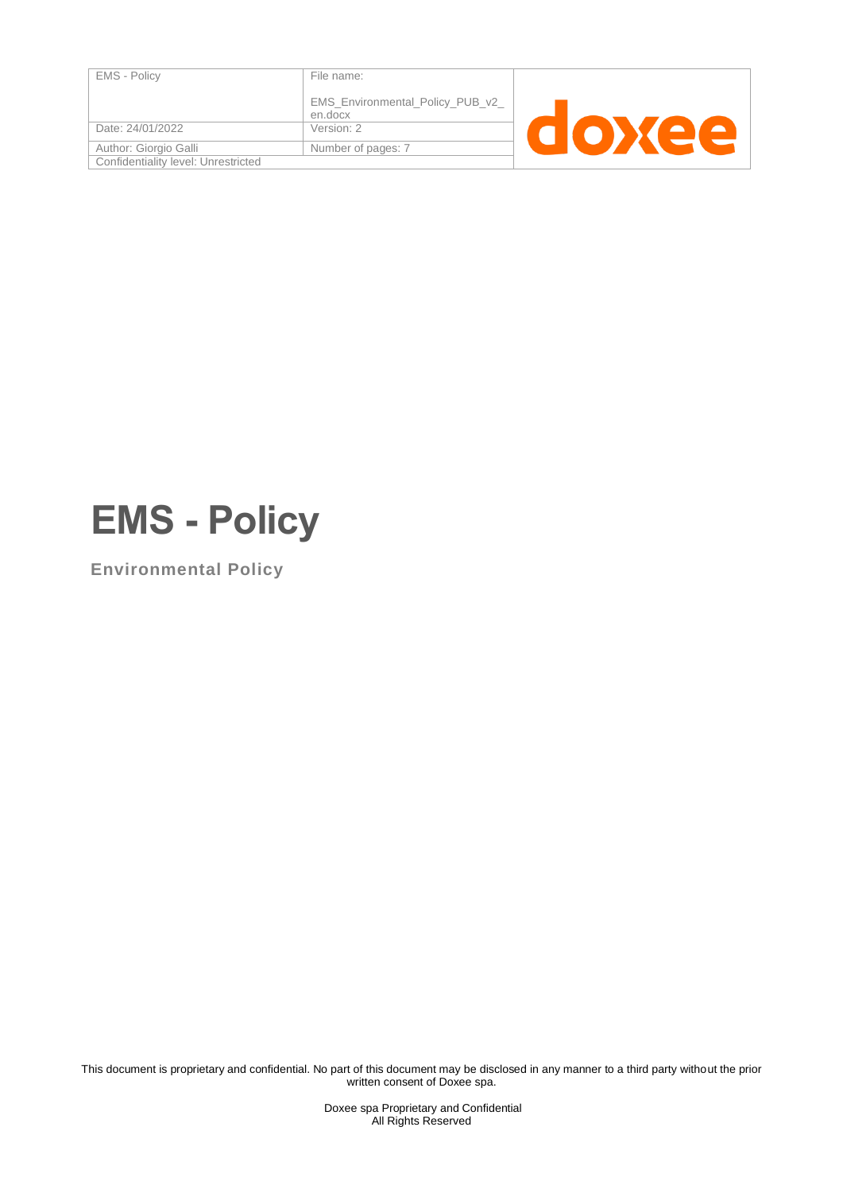| EMS - Policy | File name: EMS_Environmental_Policy_PUB_v2_en.docx |
| --- | --- |
| Date: 24/01/2022 | Version: 2 |
| Author: Giorgio Galli | Number of pages: 7 |
| Confidentiality level: Unrestricted | |

# EMS - Policy

## Environmental Policy

This document is proprietary and confidential. No part of this document may be disclosed in any manner to a third party without the prior written consent of Doxee spa.

Doxee spa Proprietary and Confidential
All Rights Reserved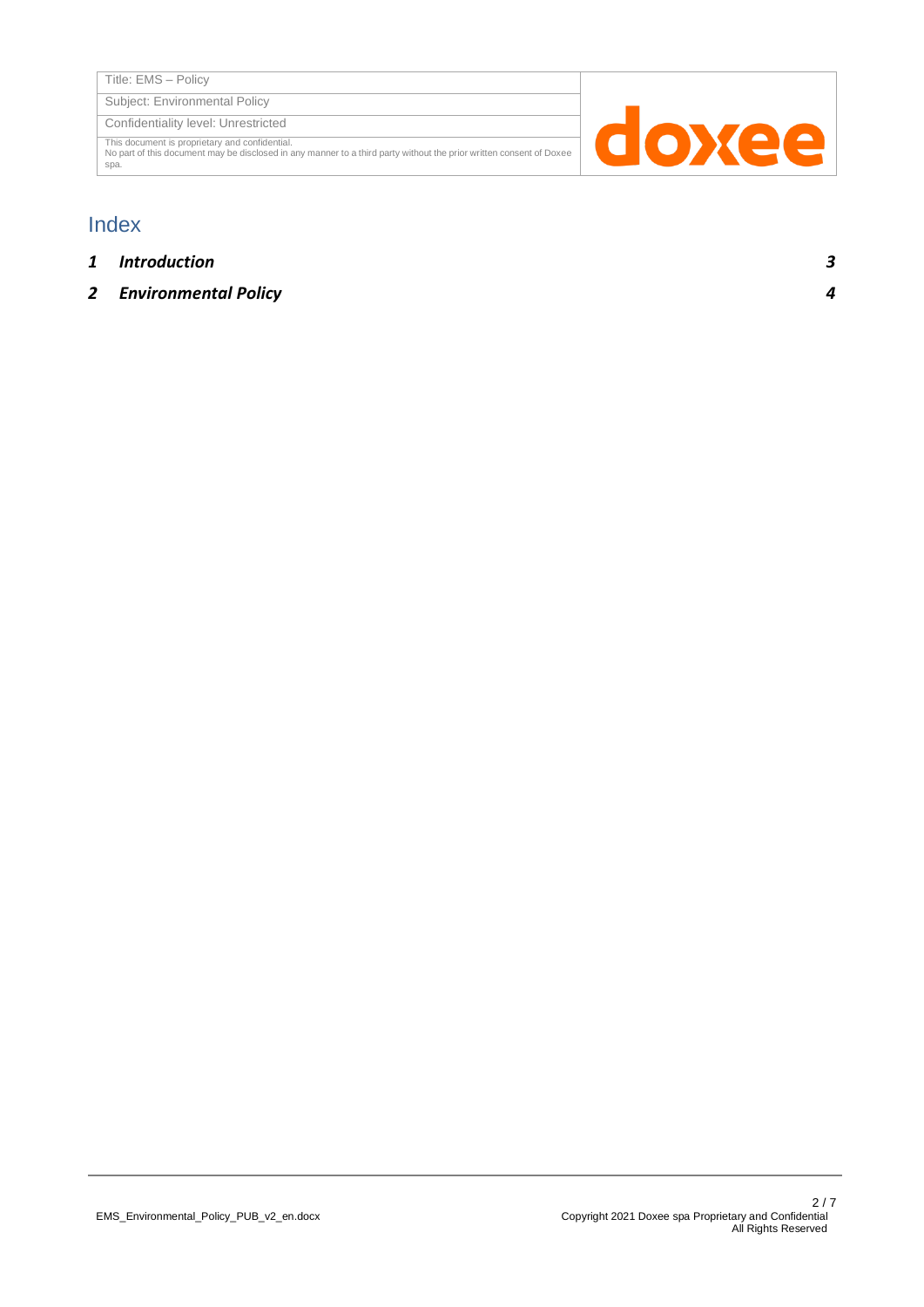# Index

| | | |
|---|---|---|
| *1* | ***Introduction*** | *3* |
| *2* | ***Environmental Policy*** | *4* |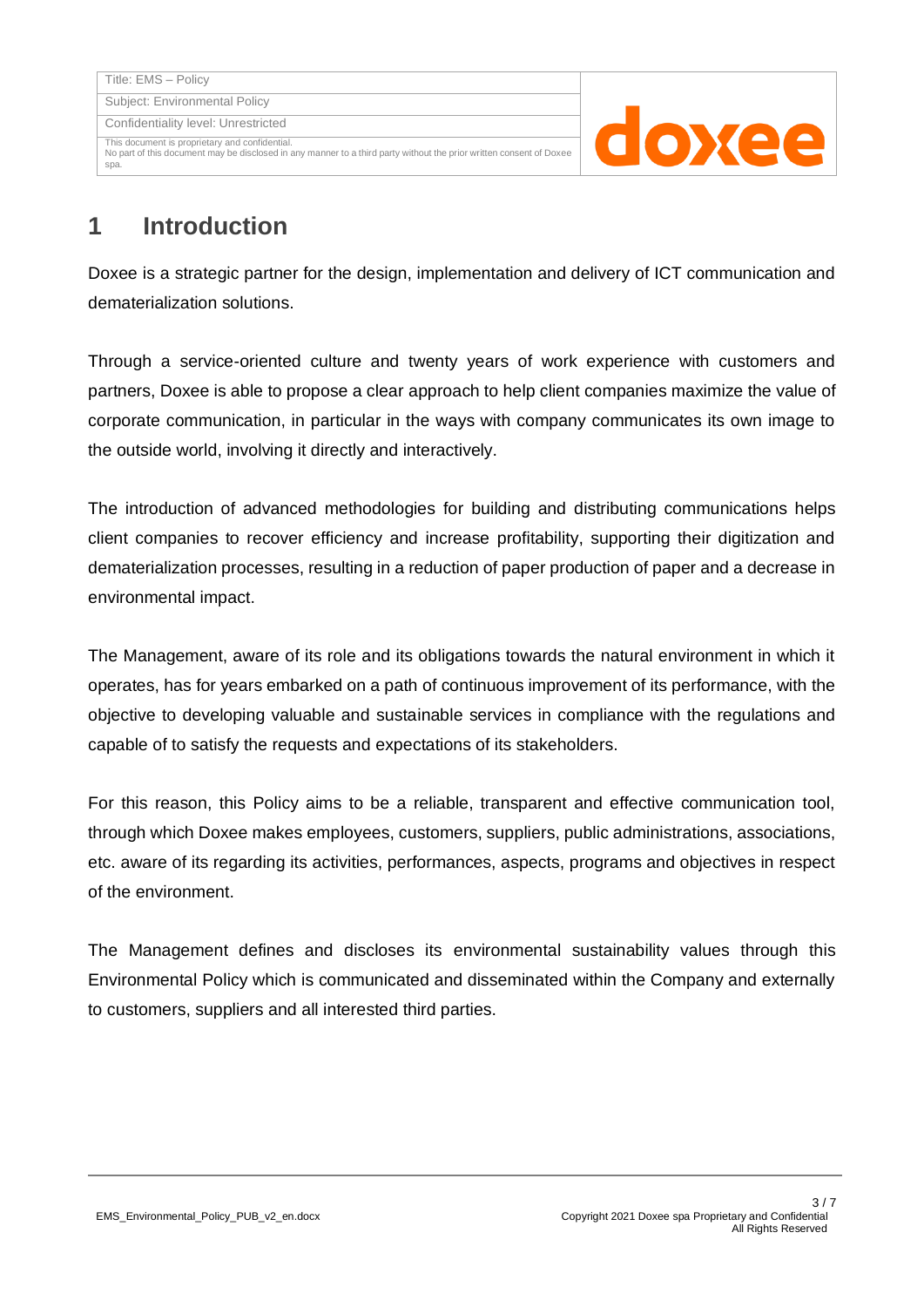# 1 Introduction

Doxee is a strategic partner for the design, implementation and delivery of ICT communication and dematerialization solutions.

Through a service-oriented culture and twenty years of work experience with customers and partners, Doxee is able to propose a clear approach to help client companies maximize the value of corporate communication, in particular in the ways with company communicates its own image to the outside world, involving it directly and interactively.

The introduction of advanced methodologies for building and distributing communications helps client companies to recover efficiency and increase profitability, supporting their digitization and dematerialization processes, resulting in a reduction of paper production of paper and a decrease in environmental impact.

The Management, aware of its role and its obligations towards the natural environment in which it operates, has for years embarked on a path of continuous improvement of its performance, with the objective to developing valuable and sustainable services in compliance with the regulations and capable of to satisfy the requests and expectations of its stakeholders.

For this reason, this Policy aims to be a reliable, transparent and effective communication tool, through which Doxee makes employees, customers, suppliers, public administrations, associations, etc. aware of its regarding its activities, performances, aspects, programs and objectives in respect of the environment.

The Management defines and discloses its environmental sustainability values through this Environmental Policy which is communicated and disseminated within the Company and externally to customers, suppliers and all interested third parties.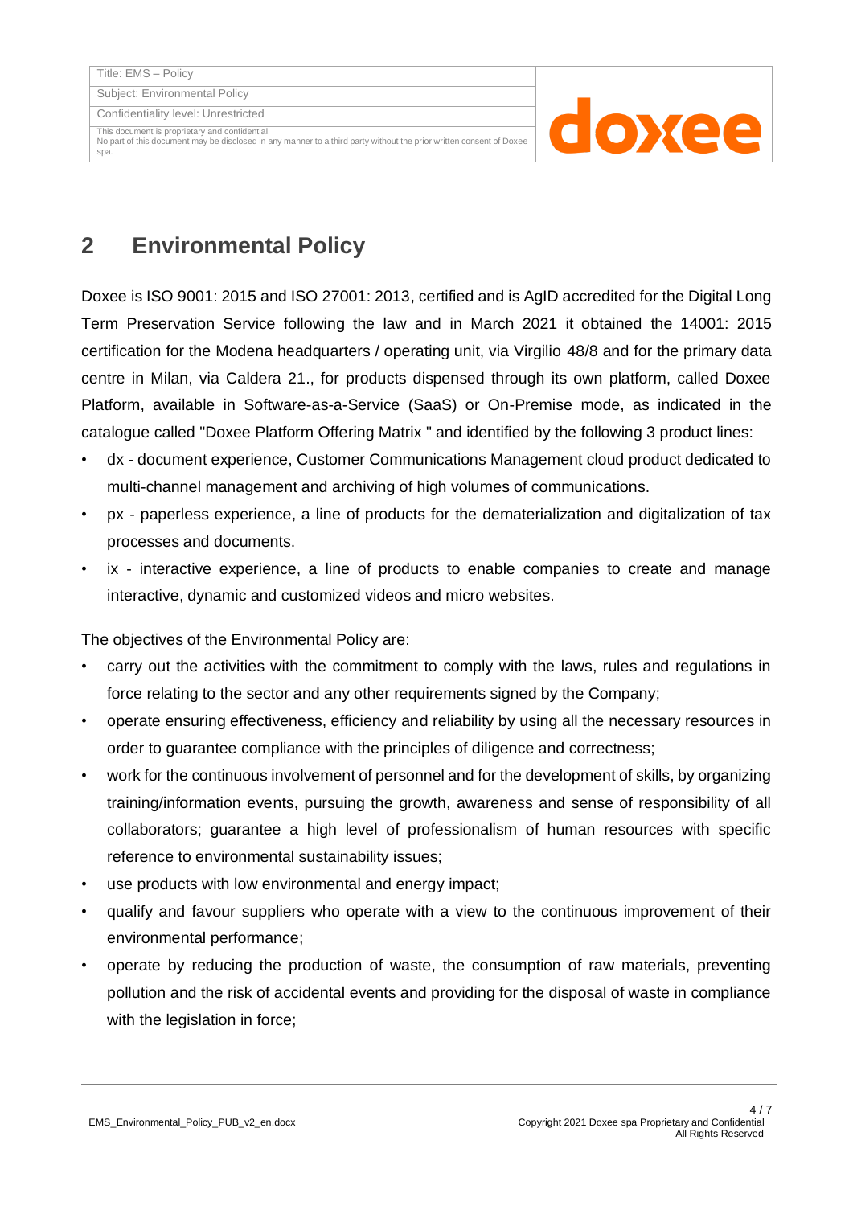## 2 Environmental Policy

Doxee is ISO 9001: 2015 and ISO 27001: 2013, certified and is AgID accredited for the Digital Long Term Preservation Service following the law and in March 2021 it obtained the 14001: 2015 certification for the Modena headquarters / operating unit, via Virgilio 48/8 and for the primary data centre in Milan, via Caldera 21., for products dispensed through its own platform, called Doxee Platform, available in Software-as-a-Service (SaaS) or On-Premise mode, as indicated in the catalogue called "Doxee Platform Offering Matrix " and identified by the following 3 product lines:

- dx - document experience, Customer Communications Management cloud product dedicated to multi-channel management and archiving of high volumes of communications.
- px - paperless experience, a line of products for the dematerialization and digitalization of tax processes and documents.
- ix - interactive experience, a line of products to enable companies to create and manage interactive, dynamic and customized videos and micro websites.

The objectives of the Environmental Policy are:

- carry out the activities with the commitment to comply with the laws, rules and regulations in force relating to the sector and any other requirements signed by the Company;
- operate ensuring effectiveness, efficiency and reliability by using all the necessary resources in order to guarantee compliance with the principles of diligence and correctness;
- work for the continuous involvement of personnel and for the development of skills, by organizing training/information events, pursuing the growth, awareness and sense of responsibility of all collaborators; guarantee a high level of professionalism of human resources with specific reference to environmental sustainability issues;
- use products with low environmental and energy impact;
- qualify and favour suppliers who operate with a view to the continuous improvement of their environmental performance;
- operate by reducing the production of waste, the consumption of raw materials, preventing pollution and the risk of accidental events and providing for the disposal of waste in compliance with the legislation in force;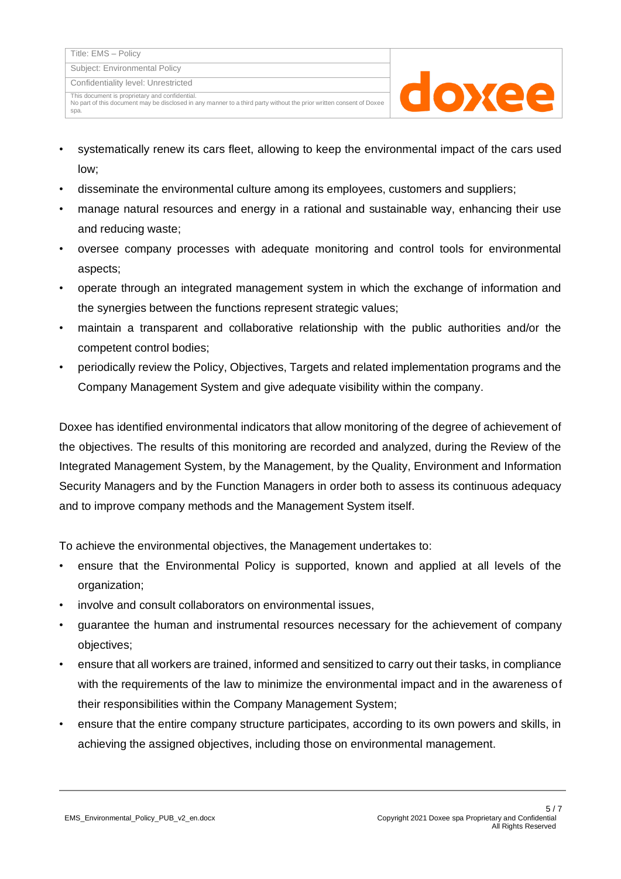- systematically renew its cars fleet, allowing to keep the environmental impact of the cars used low;
- disseminate the environmental culture among its employees, customers and suppliers;
- manage natural resources and energy in a rational and sustainable way, enhancing their use and reducing waste;
- oversee company processes with adequate monitoring and control tools for environmental aspects;
- operate through an integrated management system in which the exchange of information and the synergies between the functions represent strategic values;
- maintain a transparent and collaborative relationship with the public authorities and/or the competent control bodies;
- periodically review the Policy, Objectives, Targets and related implementation programs and the Company Management System and give adequate visibility within the company.

Doxee has identified environmental indicators that allow monitoring of the degree of achievement of the objectives. The results of this monitoring are recorded and analyzed, during the Review of the Integrated Management System, by the Management, by the Quality, Environment and Information Security Managers and by the Function Managers in order both to assess its continuous adequacy and to improve company methods and the Management System itself.

To achieve the environmental objectives, the Management undertakes to:

- ensure that the Environmental Policy is supported, known and applied at all levels of the organization;
- involve and consult collaborators on environmental issues,
- guarantee the human and instrumental resources necessary for the achievement of company objectives;
- ensure that all workers are trained, informed and sensitized to carry out their tasks, in compliance with the requirements of the law to minimize the environmental impact and in the awareness of their responsibilities within the Company Management System;
- ensure that the entire company structure participates, according to its own powers and skills, in achieving the assigned objectives, including those on environmental management.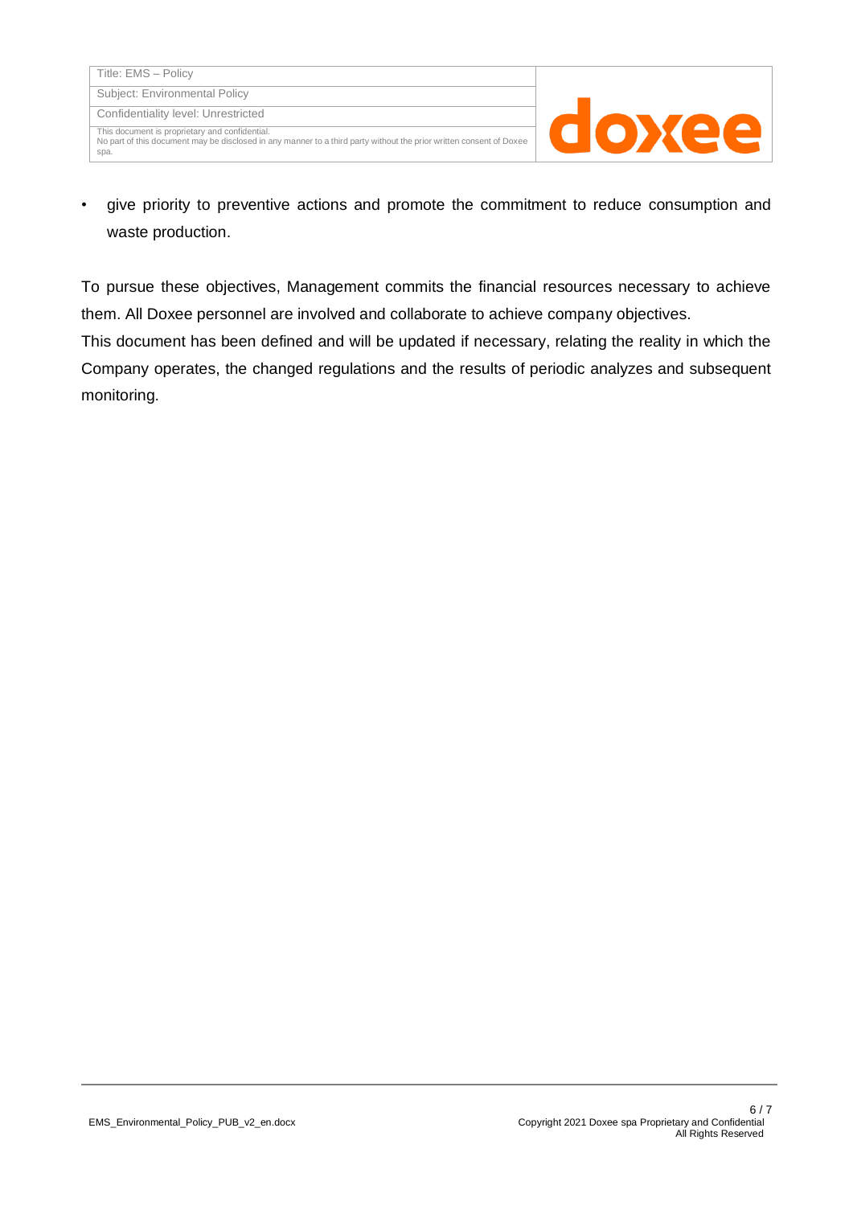- give priority to preventive actions and promote the commitment to reduce consumption and waste production.

To pursue these objectives, Management commits the financial resources necessary to achieve them. All Doxee personnel are involved and collaborate to achieve company objectives.

This document has been defined and will be updated if necessary, relating the reality in which the Company operates, the changed regulations and the results of periodic analyzes and subsequent monitoring.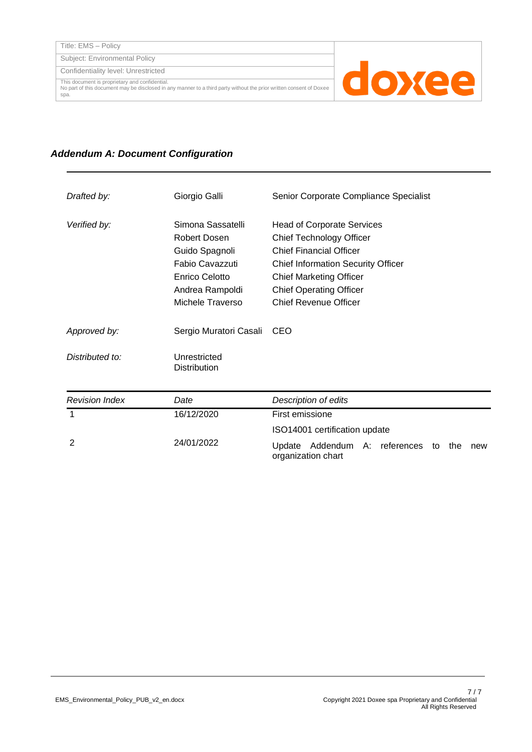### *Addendum A: Document Configuration*

| | | |
|---|---|---|
| *Drafted by:* | Giorgio Galli | Senior Corporate Compliance Specialist |
| *Verified by:* | Simona Sassatelli | Head of Corporate Services |
| | Robert Dosen | Chief Technology Officer |
| | Guido Spagnoli | Chief Financial Officer |
| | Fabio Cavazzuti | Chief Information Security Officer |
| | Enrico Celotto | Chief Marketing Officer |
| | Andrea Rampoldi | Chief Operating Officer |
| | Michele Traverso | Chief Revenue Officer |
| *Approved by:* | Sergio Muratori Casali | CEO |
| *Distributed to:* | Unrestricted Distribution | |

| *Revision Index* | *Date* | *Description of edits* |
|---|---|---|
| 1 | 16/12/2020 | First emissione |
| 2 | 24/01/2022 | ISO14001 certification update<br>Update Addendum A: references to the new organization chart |